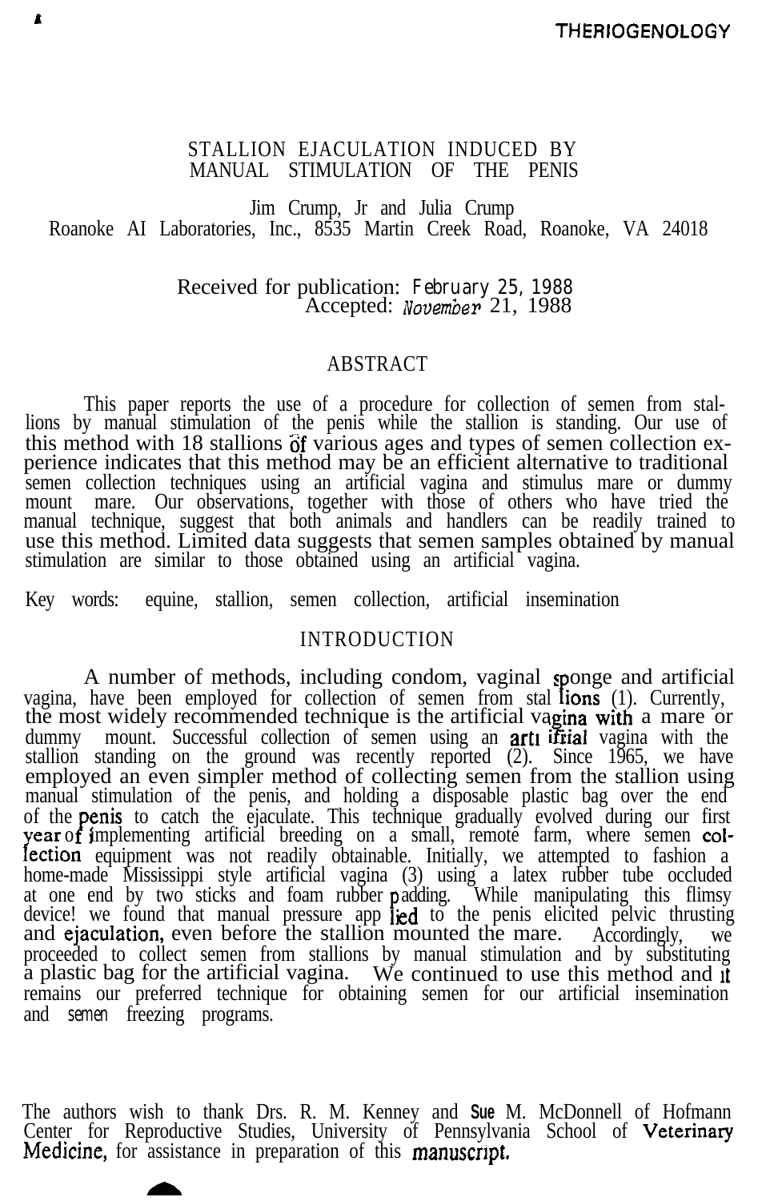# STALLION EJACULATION INDUCED BY MANUAL STIMULATION OF THE PENIS

Jim Crump, Jr and Julia Crump
Roanoke AI Laboratories, Inc., 8535 Martin Creek Road, Roanoke, VA 24018

Received for publication: February 25, 1988
Accepted: November 21, 1988

## ABSTRACT

This paper reports the use of a procedure for collection of semen from stallions by manual stimulation of the penis while the stallion is standing. Our use of this method with 18 stallions of various ages and types of semen collection experience indicates that this method may be an efficient alternative to traditional semen collection techniques using an artificial vagina and stimulus mare or dummy mount mare. Our observations, together with those of others who have tried the manual technique, suggest that both animals and handlers can be readily trained to use this method. Limited data suggests that semen samples obtained by manual stimulation are similar to those obtained using an artificial vagina.

Key words: equine, stallion, semen collection, artificial insemination

## INTRODUCTION

A number of methods, including condom, vaginal sponge and artificial vagina, have been employed for collection of semen from stallions (1). Currently, the most widely recommended technique is the artificial vagina with a mare or dummy mount. Successful collection of semen using an artificial vagina with the stallion standing on the ground was recently reported (2). Since 1965, we have employed an even simpler method of collecting semen from the stallion using manual stimulation of the penis, and holding a disposable plastic bag over the end of the penis to catch the ejaculate. This technique gradually evolved during our first year of implementing artificial breeding on a small, remote farm, where semen collection equipment was not readily obtainable. Initially, we attempted to fashion a home-made Mississippi style artificial vagina (3) using a latex rubber tube occluded at one end by two sticks and foam rubber padding. While manipulating this flimsy device! we found that manual pressure applied to the penis elicited pelvic thrusting and ejaculation, even before the stallion mounted the mare. Accordingly, we proceeded to collect semen from stallions by manual stimulation and by substituting a plastic bag for the artificial vagina. We continued to use this method and it remains our preferred technique for obtaining semen for our artificial insemination and semen freezing programs.

The authors wish to thank Drs. R. M. Kenney and Sue M. McDonnell of Hofmann Center for Reproductive Studies, University of Pennsylvania School of Veterinary Medicine, for assistance in preparation of this manuscript.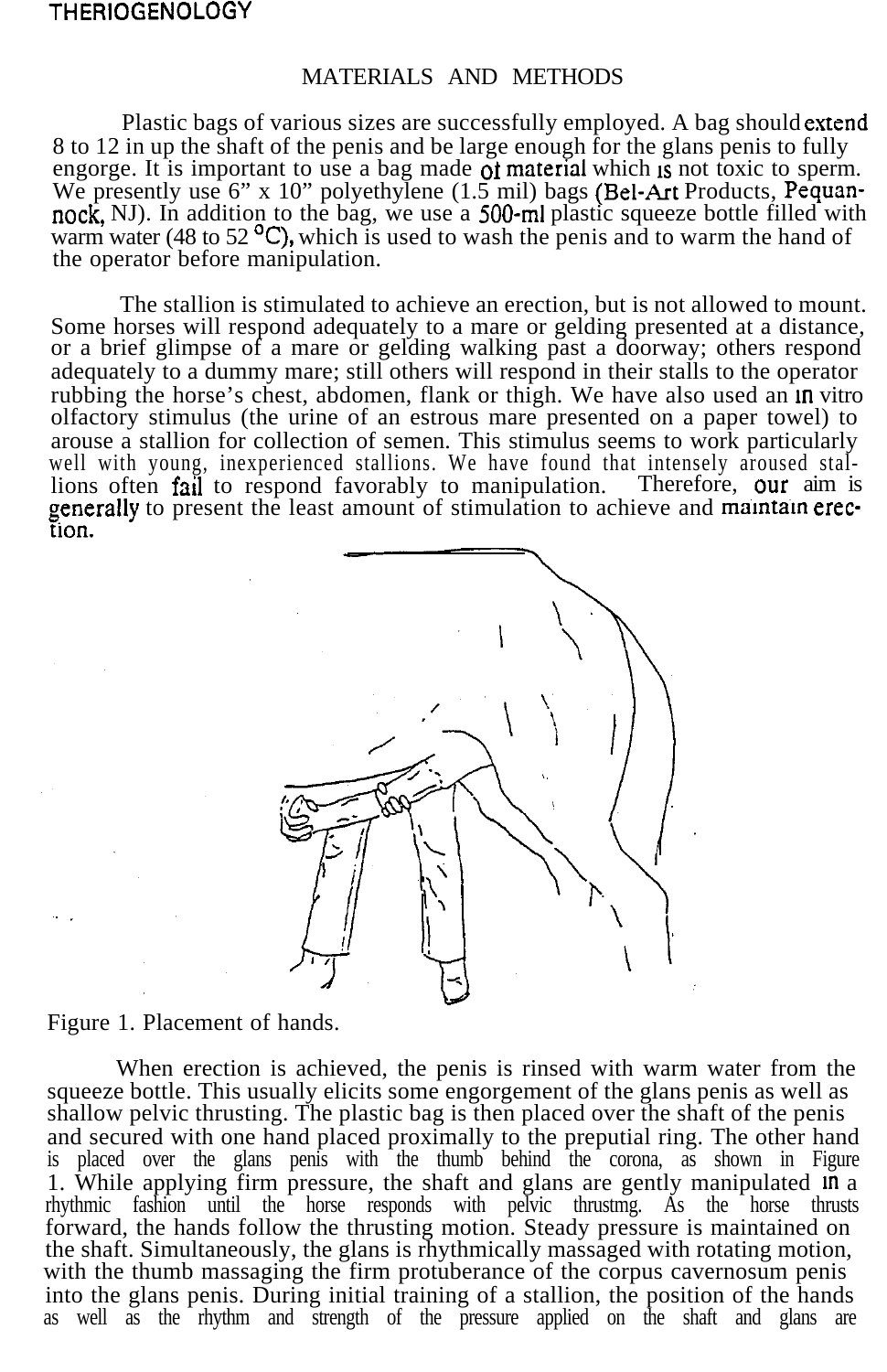## MATERIALS AND METHODS

Plastic bags of various sizes are successfully employed. A bag should extend 8 to 12 in up the shaft of the penis and be large enough for the glans penis to fully engorge. It is important to use a bag made of material which is not toxic to sperm. We presently use 6” x 10” polyethylene (1.5 mil) bags (Bel-Art Products, Pequannock, NJ). In addition to the bag, we use a 500-ml plastic squeeze bottle filled with warm water (48 to 52 °C), which is used to wash the penis and to warm the hand of the operator before manipulation.

The stallion is stimulated to achieve an erection, but is not allowed to mount. Some horses will respond adequately to a mare or gelding presented at a distance, or a brief glimpse of a mare or gelding walking past a doorway; others respond adequately to a dummy mare; still others will respond in their stalls to the operator rubbing the horse’s chest, abdomen, flank or thigh. We have also used an in vitro olfactory stimulus (the urine of an estrous mare presented on a paper towel) to arouse a stallion for collection of semen. This stimulus seems to work particularly well with young, inexperienced stallions. We have found that intensely aroused stallions often fail to respond favorably to manipulation. Therefore, our aim is generally to present the least amount of stimulation to achieve and maintain erection.

Figure 1. Placement of hands.

When erection is achieved, the penis is rinsed with warm water from the squeeze bottle. This usually elicits some engorgement of the glans penis as well as shallow pelvic thrusting. The plastic bag is then placed over the shaft of the penis and secured with one hand placed proximally to the preputial ring. The other hand is placed over the glans penis with the thumb behind the corona, as shown in Figure 1. While applying firm pressure, the shaft and glans are gently manipulated in a rhythmic fashion until the horse responds with pelvic thrusting. As the horse thrusts forward, the hands follow the thrusting motion. Steady pressure is maintained on the shaft. Simultaneously, the glans is rhythmically massaged with rotating motion, with the thumb massaging the firm protuberance of the corpus cavernosum penis into the glans penis. During initial training of a stallion, the position of the hands as well as the rhythm and strength of the pressure applied on the shaft and glans are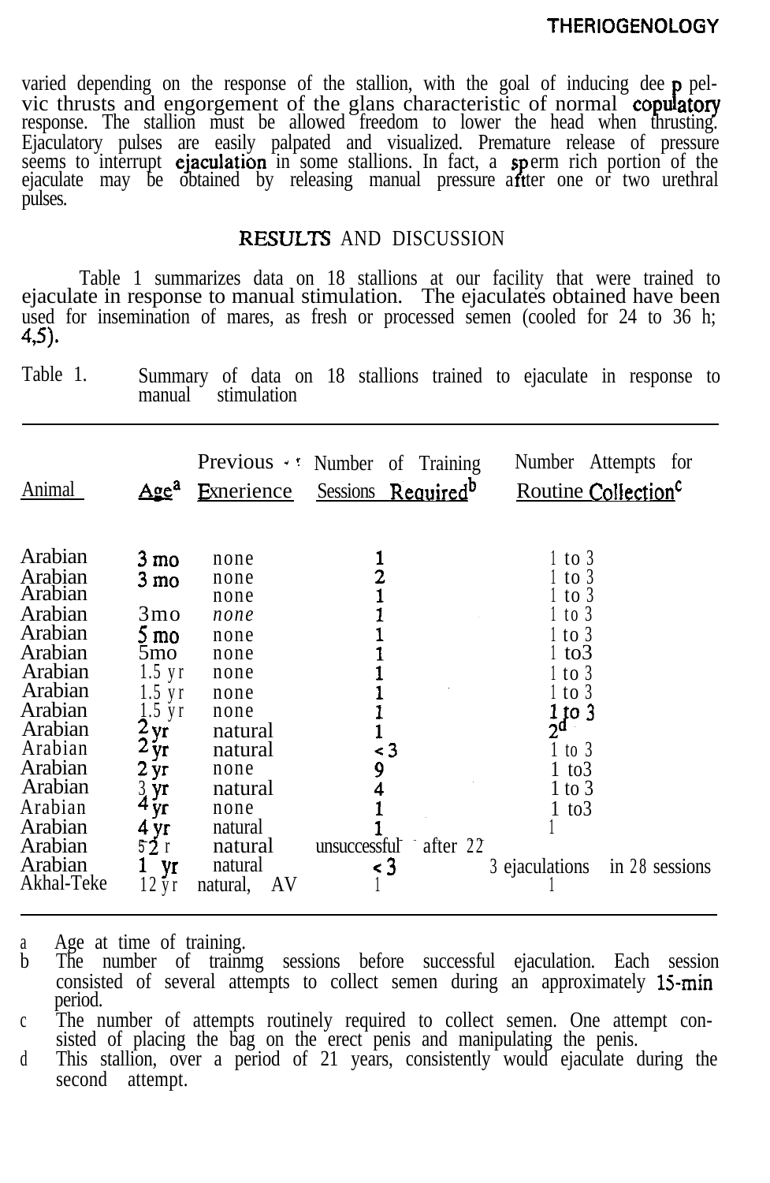varied depending on the response of the stallion, with the goal of inducing deep pelvic thrusts and engorgement of the glans characteristic of normal copulatory response. The stallion must be allowed freedom to lower the head when thrusting. Ejaculatory pulses are easily palpated and visualized. Premature release of pressure seems to interrupt ejaculation in some stallions. In fact, a sperm rich portion of the ejaculate may be obtained by releasing manual pressure after one or two urethral pulses.

## RESULTS AND DISCUSSION

Table 1 summarizes data on 18 stallions at our facility that were trained to ejaculate in response to manual stimulation. The ejaculates obtained have been used for insemination of mares, as fresh or processed semen (cooled for 24 to 36 h; 4,5).

Table 1. Summary of data on 18 stallions trained to ejaculate in response to manual stimulation

| Animal | Age[a] | Previous Experience | Number of Training Sessions Required[b] | Number Attempts for Routine Collection[c] |
|---|---|---|---|---|
| Arabian | 3 mo | none | 1 | 1 to 3 |
| Arabian | 3 mo | none | 2 | 1 to 3 |
| Arabian | | none | 1 | 1 to 3 |
| Arabian | 3mo | *none* | 1 | 1 to 3 |
| Arabian | 5 mo | none | 1 | 1 to 3 |
| Arabian | 5mo | none | 1 | 1 to3 |
| Arabian | 1.5 yr | none | 1 | 1 to 3 |
| Arabian | 1.5 yr | none | 1 | 1 to 3 |
| Arabian | 1.5 yr | none | 1 | 1 to 3 |
| Arabian | 2 yr | natural | 1 | 2[d] |
| Arabian | 2 yr | natural | < 3 | 1 to 3 |
| Arabian | 2 yr | none | 9 | 1 to3 |
| Arabian | 3 yr | natural | 4 | 1 to 3 |
| Arabian | 4 yr | none | 1 | 1 to3 |
| Arabian | 4 yr | natural | 1 | 1 |
| Arabian | 5 2 r | natural | unsuccessful after 22 | |
| Arabian | 1 yr | natural | < 3 | 3 ejaculations in 28 sessions |
| Akhal-Teke | 12 yr | natural, AV | 1 | 1 |

a Age at time of training.

b The number of training sessions before successful ejaculation. Each session consisted of several attempts to collect semen during an approximately 15-min period.

c The number of attempts routinely required to collect semen. One attempt consisted of placing the bag on the erect penis and manipulating the penis.

d This stallion, over a period of 21 years, consistently would ejaculate during the second attempt.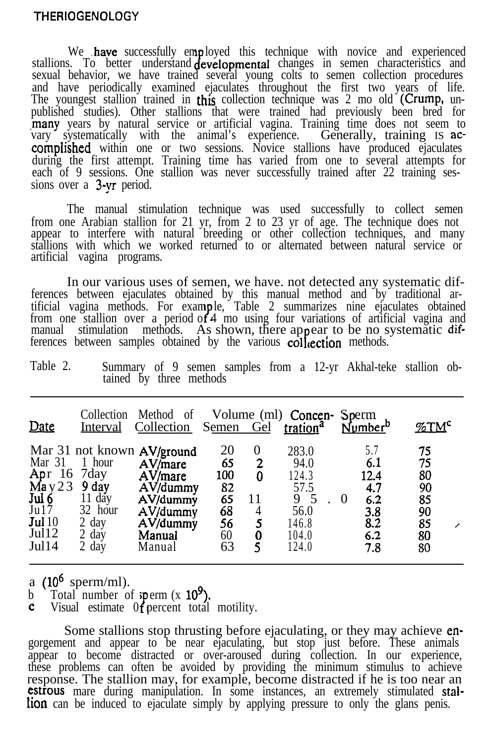We have successfully employed this technique with novice and experienced stallions. To better understand developmental changes in semen characteristics and sexual behavior, we have trained several young colts to semen collection procedures and have periodically examined ejaculates throughout the first two years of life. The youngest stallion trained in this collection technique was 2 mo old (Crump, unpublished studies). Other stallions that were trained had previously been bred for many years by natural service or artificial vagina. Training time does not seem to vary systematically with the animal's experience. Generally, training is accomplished within one or two sessions. Novice stallions have produced ejaculates during the first attempt. Training time has varied from one to several attempts for each of 9 sessions. One stallion was never successfully trained after 22 training sessions over a 3-yr period.

The manual stimulation technique was used successfully to collect semen from one Arabian stallion for 21 yr, from 2 to 23 yr of age. The technique does not appear to interfere with natural breeding or other collection techniques, and many stallions with which we worked returned to or alternated between natural service or artificial vagina programs.

In our various uses of semen, we have. not detected any systematic differences between ejaculates obtained by this manual method and by traditional artificial vagina methods. For example, Table 2 summarizes nine ejaculates obtained from one stallion over a period of 4 mo using four variations of artificial vagina and manual stimulation methods. As shown, there appear to be no systematic differences between samples obtained by the various collection methods.

Table 2. Summary of 9 semen samples from a 12-yr Akhal-teke stallion obtained by three methods

| Date | Collection Interval | Method of Collection | Volume (ml) Semen | Gel | Concentration[a] | Sperm Number[b] | %TM[c] |
|---|---|---|---|---|---|---|---|
| Mar 31 | not known | AV/ground | 20 | 0 | 283.0 | 5.7 | 75 |
| Mar 31 | 1 hour | AV/mare | 65 | 2 | 94.0 | 6.1 | 75 |
| Apr 16 | 7day | AV/mare | 100 | 0 | 124.3 | 12.4 | 80 |
| May 23 | 9 day | AV/dummy | 82 | | 57.5 | 4.7 | 90 |
| Jul 6 | 11 day | AV/dummy | 65 | 11 | 95.0 | 6.2 | 85 |
| Jul 7 | 32 hour | AV/dummy | 68 | 4 | 56.0 | 3.8 | 90 |
| Jul 10 | 2 day | AV/dummy | 56 | 5 | 146.8 | 8.2 | 85 |
| Jul 12 | 2 day | Manual | 60 | 0 | 104.0 | 6.2 | 80 |
| Jul 14 | 2 day | Manual | 63 | 5 | 124.0 | 7.8 | 80 |

a ($10^6$ sperm/ml).
b Total number of sperm (x $10^9$).
c Visual estimate of percent total motility.

Some stallions stop thrusting before ejaculating, or they may achieve engorgement and appear to be near ejaculating, but stop just before. These animals appear to become distracted or over-aroused during collection. In our experience, these problems can often be avoided by providing the minimum stimulus to achieve response. The stallion may, for example, become distracted if he is too near an estrous mare during manipulation. In some instances, an extremely stimulated stallion can be induced to ejaculate simply by applying pressure to only the glans penis.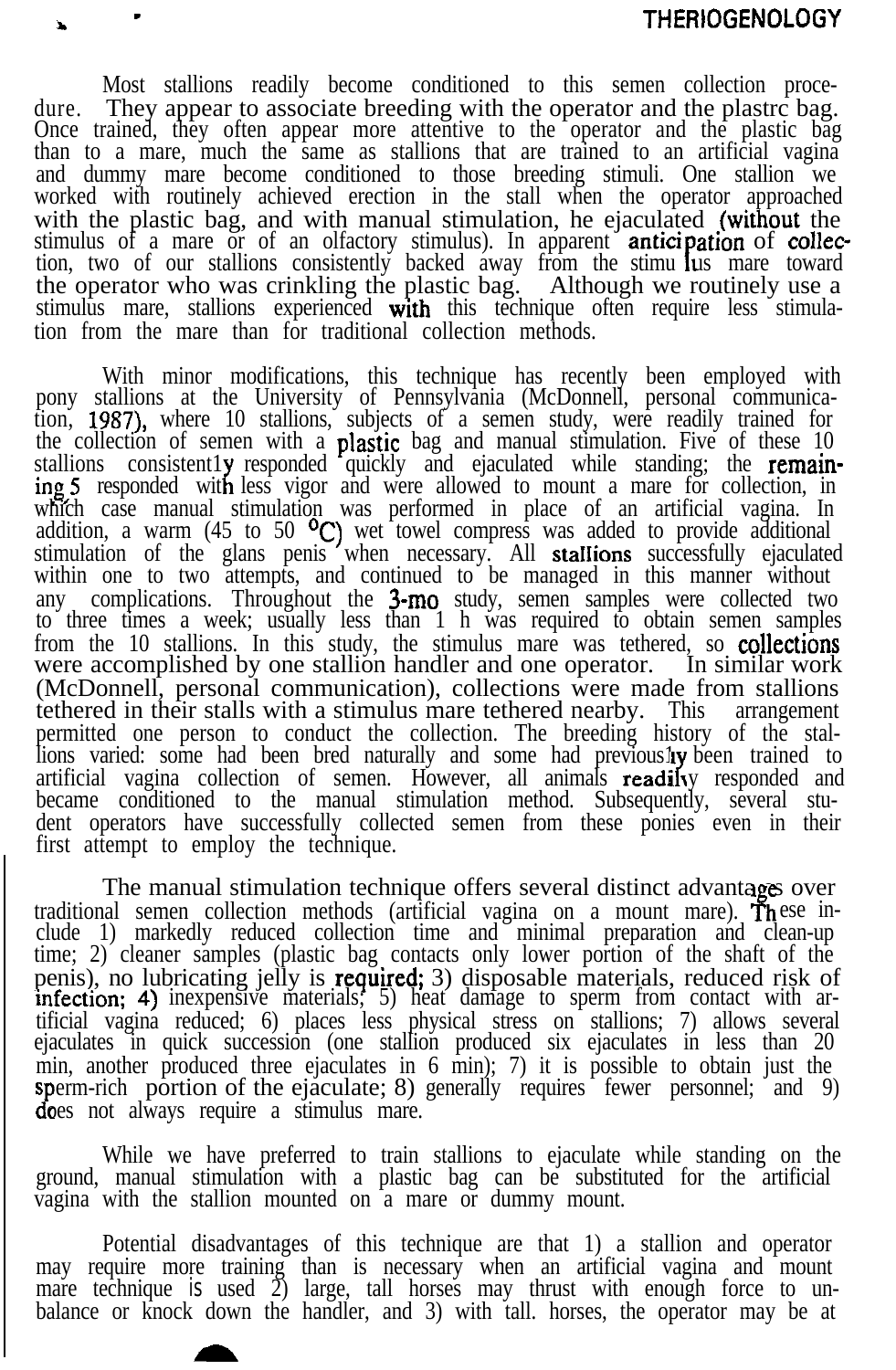Most stallions readily become conditioned to this semen collection procedure. They appear to associate breeding with the operator and the plastic bag. Once trained, they often appear more attentive to the operator and the plastic bag than to a mare, much the same as stallions that are trained to an artificial vagina and dummy mare become conditioned to those breeding stimuli. One stallion we worked with routinely achieved erection in the stall when the operator approached with the plastic bag, and with manual stimulation, he ejaculated (without the stimulus of a mare or of an olfactory stimulus). In apparent anticipation of collection, two of our stallions consistently backed away from the stimulus mare toward the operator who was crinkling the plastic bag. Although we routinely use a stimulus mare, stallions experienced with this technique often require less stimulation from the mare than for traditional collection methods.

With minor modifications, this technique has recently been employed with pony stallions at the University of Pennsylvania (McDonnell, personal communication, 1987), where 10 stallions, subjects of a semen study, were readily trained for the collection of semen with a plastic bag and manual stimulation. Five of these 10 stallions consistently responded quickly and ejaculated while standing; the remaining 5 responded with less vigor and were allowed to mount a mare for collection, in which case manual stimulation was performed in place of an artificial vagina. In addition, a warm (45 to 50 °C) wet towel compress was added to provide additional stimulation of the glans penis when necessary. All stallions successfully ejaculated within one to two attempts, and continued to be managed in this manner without any complications. Throughout the 3-mo study, semen samples were collected two to three times a week; usually less than 1 h was required to obtain semen samples from the 10 stallions. In this study, the stimulus mare was tethered, so collections were accomplished by one stallion handler and one operator. In similar work (McDonnell, personal communication), collections were made from stallions tethered in their stalls with a stimulus mare tethered nearby. This arrangement permitted one person to conduct the collection. The breeding history of the stallions varied: some had been bred naturally and some had previously been trained to artificial vagina collection of semen. However, all animals readily responded and became conditioned to the manual stimulation method. Subsequently, several student operators have successfully collected semen from these ponies even in their first attempt to employ the technique.

The manual stimulation technique offers several distinct advantages over traditional semen collection methods (artificial vagina on a mount mare). These include 1) markedly reduced collection time and minimal preparation and clean-up time; 2) cleaner samples (plastic bag contacts only lower portion of the shaft of the penis), no lubricating jelly is required; 3) disposable materials, reduced risk of infection; 4) inexpensive materials; 5) heat damage to sperm from contact with artificial vagina reduced; 6) places less physical stress on stallions; 7) allows several ejaculates in quick succession (one stallion produced six ejaculates in less than 20 min, another produced three ejaculates in 6 min); 7) it is possible to obtain just the sperm-rich portion of the ejaculate; 8) generally requires fewer personnel; and 9) does not always require a stimulus mare.

While we have preferred to train stallions to ejaculate while standing on the ground, manual stimulation with a plastic bag can be substituted for the artificial vagina with the stallion mounted on a mare or dummy mount.

Potential disadvantages of this technique are that 1) a stallion and operator may require more training than is necessary when an artificial vagina and mount mare technique is used 2) large, tall horses may thrust with enough force to unbalance or knock down the handler, and 3) with tall. horses, the operator may be at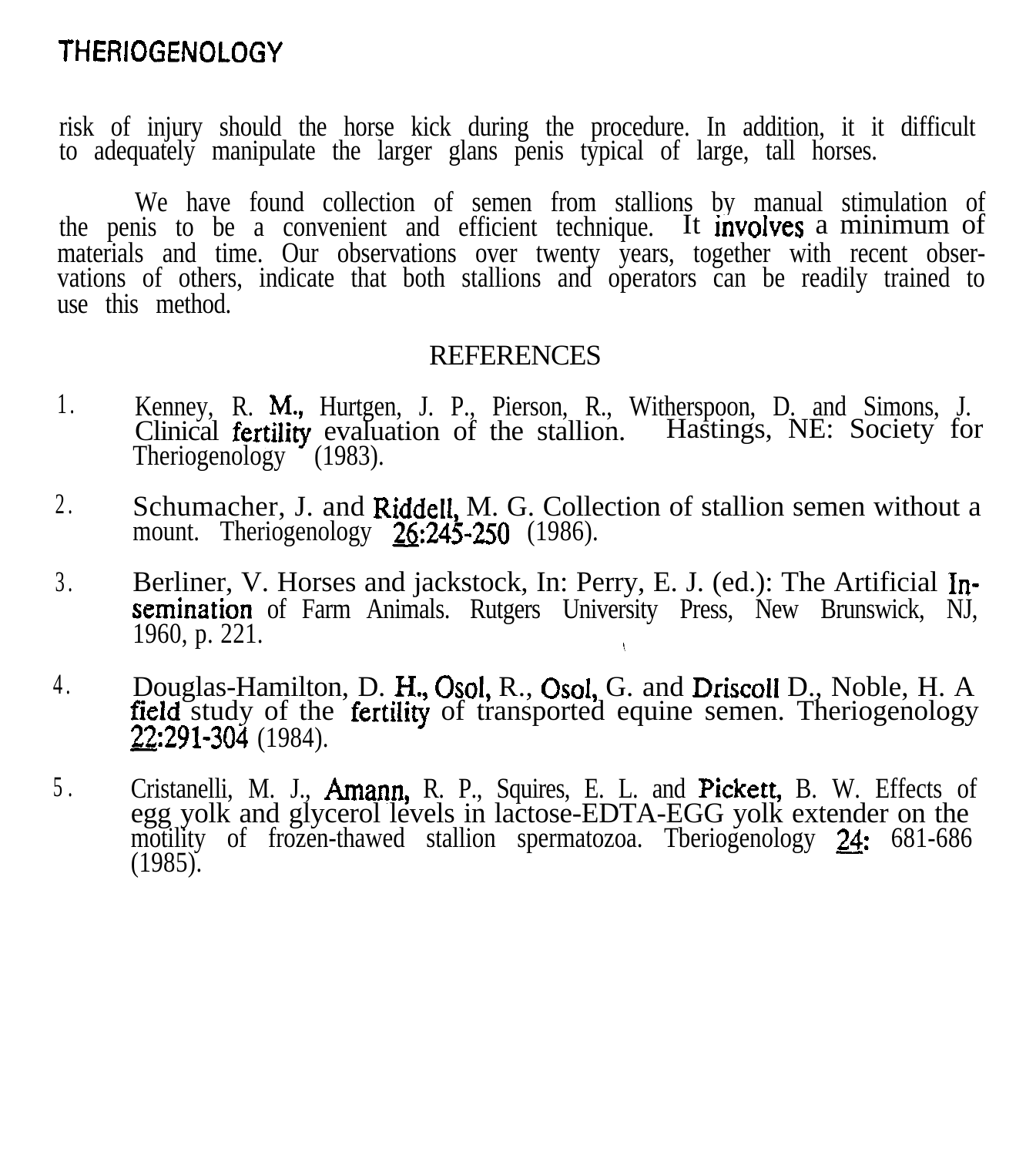risk of injury should the horse kick during the procedure. In addition, it it difficult to adequately manipulate the larger glans penis typical of large, tall horses.

We have found collection of semen from stallions by manual stimulation of the penis to be a convenient and efficient technique. It involves a minimum of materials and time. Our observations over twenty years, together with recent observations of others, indicate that both stallions and operators can be readily trained to use this method.

## REFERENCES

1. Kenney, R. M., Hurtgen, J. P., Pierson, R., Witherspoon, D. and Simons, J. Clinical fertility evaluation of the stallion. Hastings, NE: Society for Theriogenology (1983).

2. Schumacher, J. and Riddell, M. G. Collection of stallion semen without a mount. Theriogenology 26:245-250 (1986).

3. Berliner, V. Horses and jackstock, In: Perry, E. J. (ed.): The Artificial Insemination of Farm Animals. Rutgers University Press, New Brunswick, NJ, 1960, p. 221.

4. Douglas-Hamilton, D. H., Osol, R., Osol, G. and Driscoll D., Noble, H. A field study of the fertility of transported equine semen. Theriogenology 22:291-304 (1984).

5. Cristanelli, M. J., Amann, R. P., Squires, E. L. and Pickett, B. W. Effects of egg yolk and glycerol levels in lactose-EDTA-EGG yolk extender on the motility of frozen-thawed stallion spermatozoa. Tberiogenology 24: 681-686 (1985).